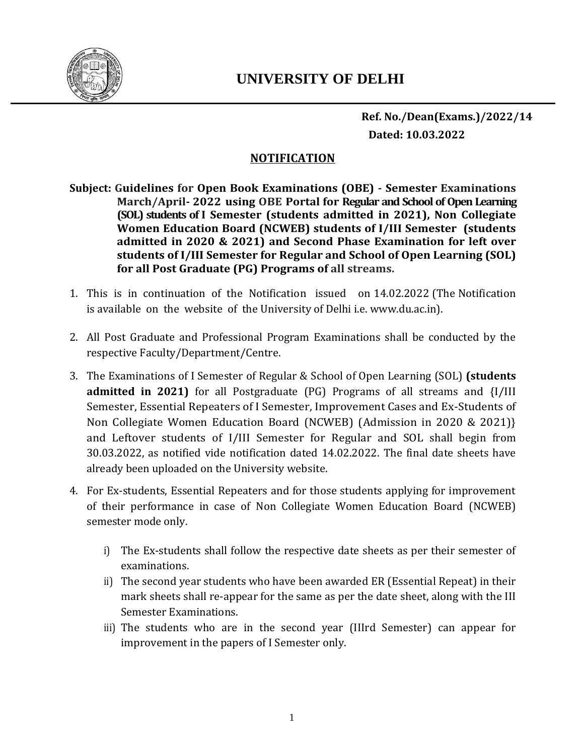# UNIVERSITY OF DELHI

**Ref. No./Dean(Exams.)/2022/14**

**Dated: 10.03.2022**

## NOTIFICATION

**Subject: Guidelines for Open Book Examinations (OBE) - Semester Examinations March/April- 2022 using OBE Portal for Regular and School of Open Learning (SOL) students of I Semester (students admitted in 2021), Non Collegiate Women Education Board (NCWEB) students of I/III Semester (students admitted in 2020 & 2021) and Second Phase Examination for left over students of I/III Semester for Regular and School of Open Learning (SOL) for all Post Graduate (PG) Programs of all streams.**

1. This is in continuation of the Notification issued on 14.02.2022 (The Notification is available on the website of the University of Delhi i.e. www.du.ac.in).

2. All Post Graduate and Professional Program Examinations shall be conducted by the respective Faculty/Department/Centre.

3. The Examinations of I Semester of Regular & School of Open Learning (SOL) **(students admitted in 2021)** for all Postgraduate (PG) Programs of all streams and {I/III Semester, Essential Repeaters of I Semester, Improvement Cases and Ex-Students of Non Collegiate Women Education Board (NCWEB) (Admission in 2020 & 2021)} and Leftover students of I/III Semester for Regular and SOL shall begin from 30.03.2022, as notified vide notification dated 14.02.2022. The final date sheets have already been uploaded on the University website.

4. For Ex-students, Essential Repeaters and for those students applying for improvement of their performance in case of Non Collegiate Women Education Board (NCWEB) semester mode only.

    i) The Ex-students shall follow the respective date sheets as per their semester of examinations.
    
    ii) The second year students who have been awarded ER (Essential Repeat) in their mark sheets shall re-appear for the same as per the date sheet, along with the III Semester Examinations.
    
    iii) The students who are in the second year (IIIrd Semester) can appear for improvement in the papers of I Semester only.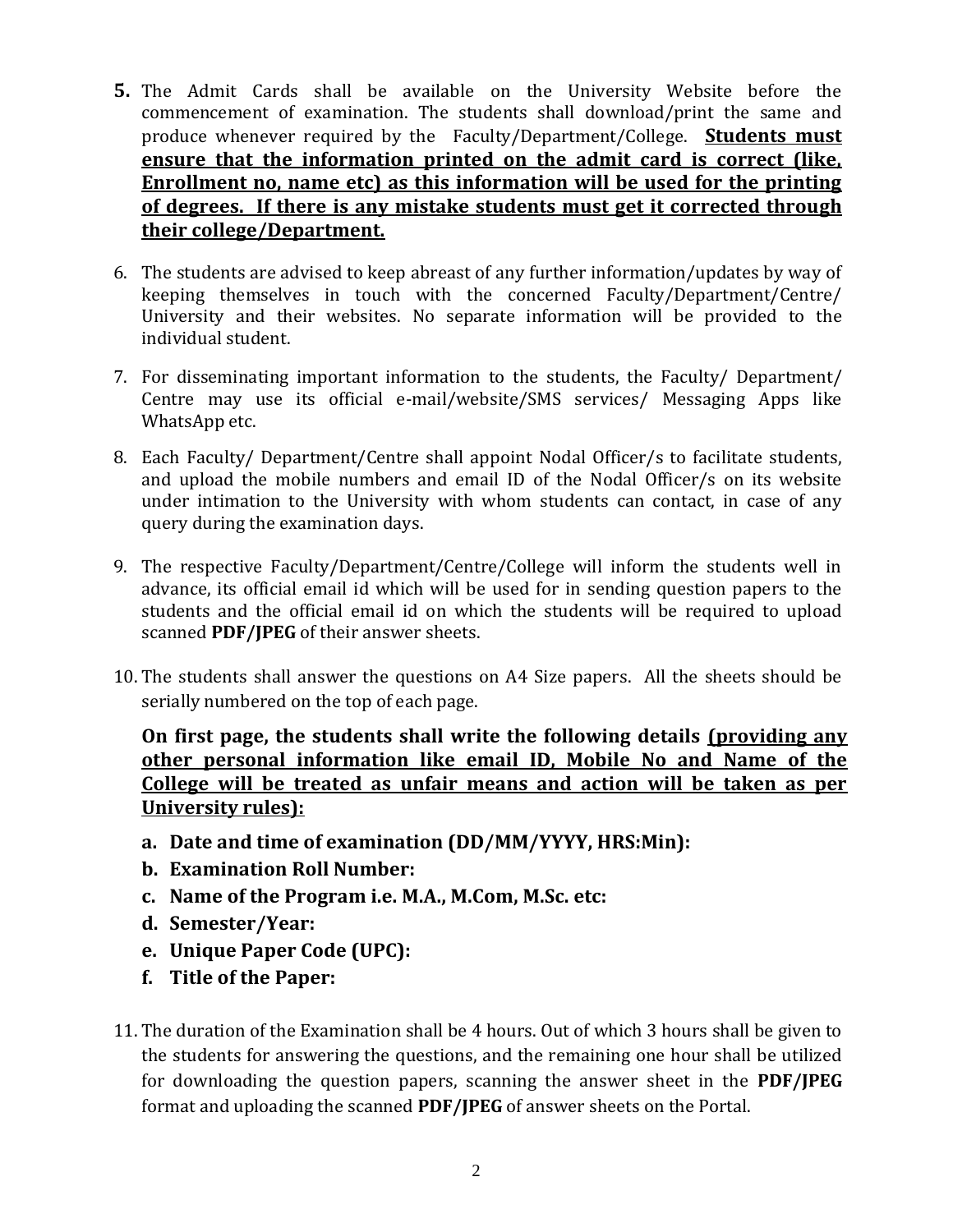5. The Admit Cards shall be available on the University Website before the commencement of examination. The students shall download/print the same and produce whenever required by the Faculty/Department/College. **<u>Students must ensure that the information printed on the admit card is correct (like, Enrollment no, name etc) as this information will be used for the printing of degrees. If there is any mistake students must get it corrected through their college/Department.</u>**

6. The students are advised to keep abreast of any further information/updates by way of keeping themselves in touch with the concerned Faculty/Department/Centre/ University and their websites. No separate information will be provided to the individual student.

7. For disseminating important information to the students, the Faculty/ Department/ Centre may use its official e-mail/website/SMS services/ Messaging Apps like WhatsApp etc.

8. Each Faculty/ Department/Centre shall appoint Nodal Officer/s to facilitate students, and upload the mobile numbers and email ID of the Nodal Officer/s on its website under intimation to the University with whom students can contact, in case of any query during the examination days.

9. The respective Faculty/Department/Centre/College will inform the students well in advance, its official email id which will be used for in sending question papers to the students and the official email id on which the students will be required to upload scanned **PDF/JPEG** of their answer sheets.

10. The students shall answer the questions on A4 Size papers. All the sheets should be serially numbered on the top of each page.

    **On first page, the students shall write the following details <u>(providing any other personal information like email ID, Mobile No and Name of the College will be treated as unfair means and action will be taken as per University rules):</u>**

    a. **Date and time of examination (DD/MM/YYYY, HRS:Min):**
    b. **Examination Roll Number:**
    c. **Name of the Program i.e. M.A., M.Com, M.Sc. etc:**
    d. **Semester/Year:**
    e. **Unique Paper Code (UPC):**
    f. **Title of the Paper:**

11. The duration of the Examination shall be 4 hours. Out of which 3 hours shall be given to the students for answering the questions, and the remaining one hour shall be utilized for downloading the question papers, scanning the answer sheet in the **PDF/JPEG** format and uploading the scanned **PDF/JPEG** of answer sheets on the Portal.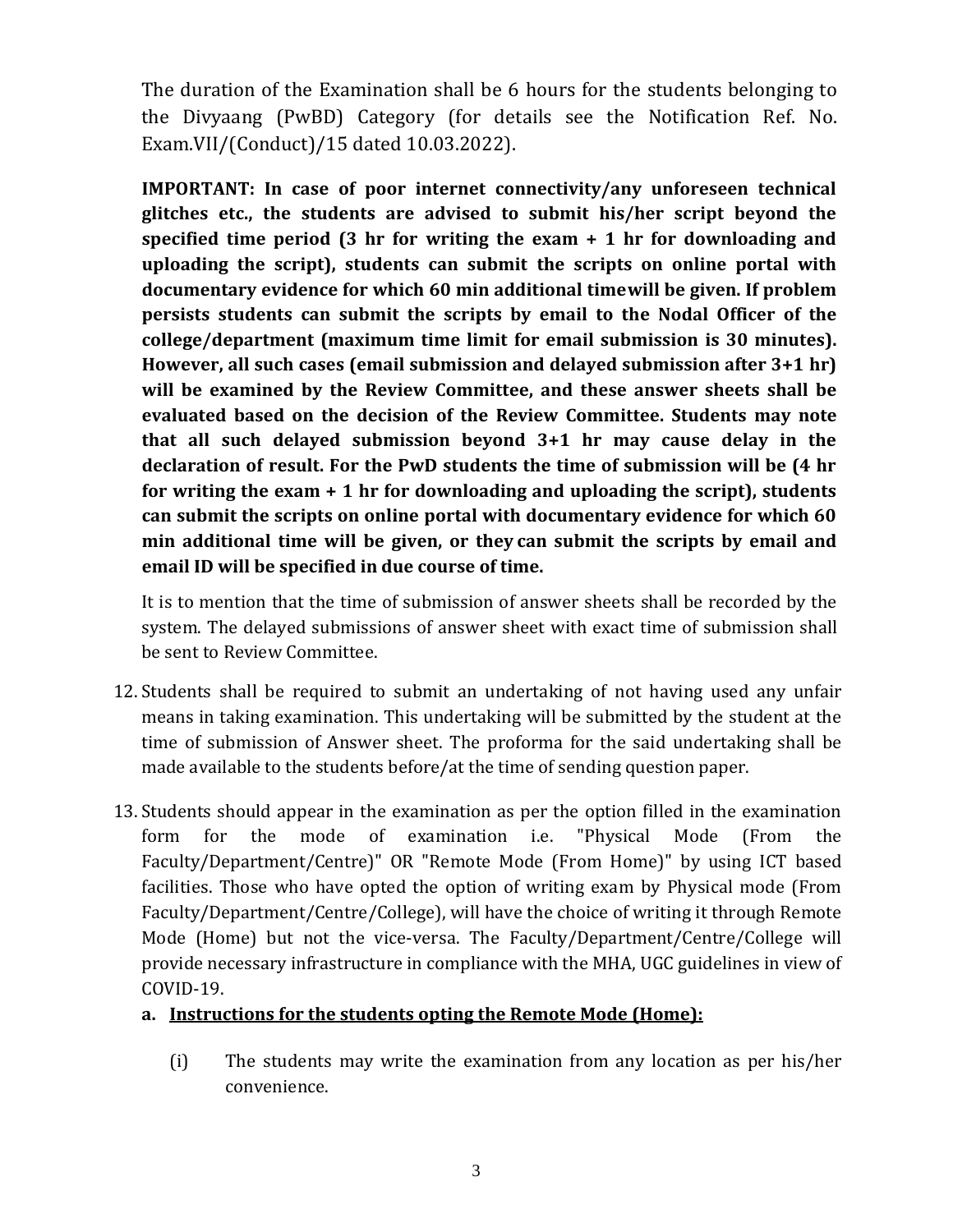The duration of the Examination shall be 6 hours for the students belonging to the Divyaang (PwBD) Category (for details see the Notification Ref. No. Exam.VII/(Conduct)/15 dated 10.03.2022).

**IMPORTANT: In case of poor internet connectivity/any unforeseen technical glitches etc., the students are advised to submit his/her script beyond the specified time period (3 hr for writing the exam + 1 hr for downloading and uploading the script), students can submit the scripts on online portal with documentary evidence for which 60 min additional timewill be given. If problem persists students can submit the scripts by email to the Nodal Officer of the college/department (maximum time limit for email submission is 30 minutes). However, all such cases (email submission and delayed submission after 3+1 hr) will be examined by the Review Committee, and these answer sheets shall be evaluated based on the decision of the Review Committee. Students may note that all such delayed submission beyond 3+1 hr may cause delay in the declaration of result. For the PwD students the time of submission will be (4 hr for writing the exam + 1 hr for downloading and uploading the script), students can submit the scripts on online portal with documentary evidence for which 60 min additional time will be given, or they can submit the scripts by email and email ID will be specified in due course of time.**

It is to mention that the time of submission of answer sheets shall be recorded by the system. The delayed submissions of answer sheet with exact time of submission shall be sent to Review Committee.

12. Students shall be required to submit an undertaking of not having used any unfair means in taking examination. This undertaking will be submitted by the student at the time of submission of Answer sheet. The proforma for the said undertaking shall be made available to the students before/at the time of sending question paper.

13. Students should appear in the examination as per the option filled in the examination form for the mode of examination i.e. "Physical Mode (From the Faculty/Department/Centre)" OR "Remote Mode (From Home)" by using ICT based facilities. Those who have opted the option of writing exam by Physical mode (From Faculty/Department/Centre/College), will have the choice of writing it through Remote Mode (Home) but not the vice-versa. The Faculty/Department/Centre/College will provide necessary infrastructure in compliance with the MHA, UGC guidelines in view of COVID-19.

    **a. <u>Instructions for the students opting the Remote Mode (Home):</u>**

    (i) The students may write the examination from any location as per his/her convenience.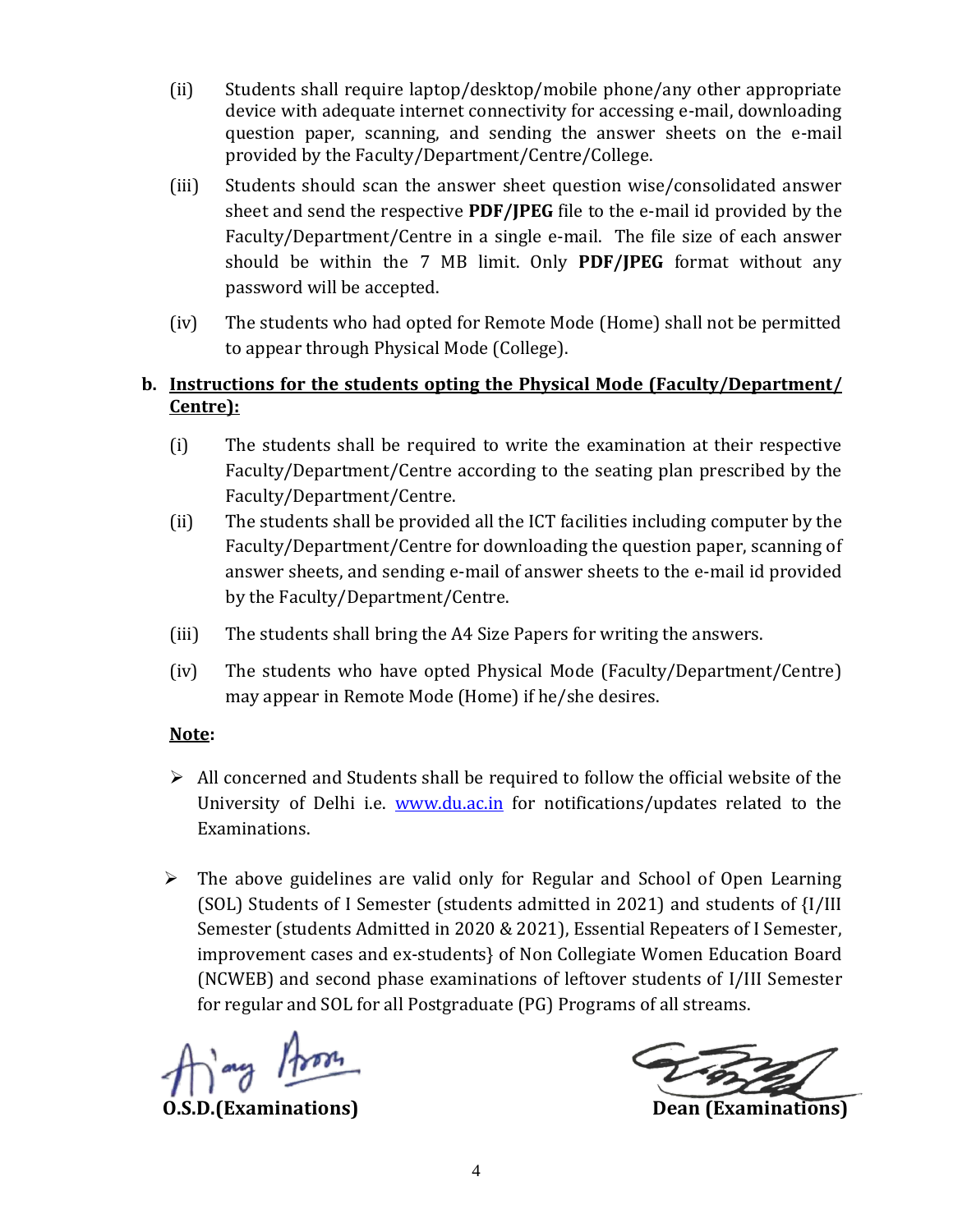(ii) Students shall require laptop/desktop/mobile phone/any other appropriate device with adequate internet connectivity for accessing e-mail, downloading question paper, scanning, and sending the answer sheets on the e-mail provided by the Faculty/Department/Centre/College.

(iii) Students should scan the answer sheet question wise/consolidated answer sheet and send the respective **PDF/JPEG** file to the e-mail id provided by the Faculty/Department/Centre in a single e-mail. The file size of each answer should be within the 7 MB limit. Only **PDF/JPEG** format without any password will be accepted.

(iv) The students who had opted for Remote Mode (Home) shall not be permitted to appear through Physical Mode (College).

**b. <u>Instructions for the students opting the Physical Mode (Faculty/Department/ Centre):</u>**

(i) The students shall be required to write the examination at their respective Faculty/Department/Centre according to the seating plan prescribed by the Faculty/Department/Centre.

(ii) The students shall be provided all the ICT facilities including computer by the Faculty/Department/Centre for downloading the question paper, scanning of answer sheets, and sending e-mail of answer sheets to the e-mail id provided by the Faculty/Department/Centre.

(iii) The students shall bring the A4 Size Papers for writing the answers.

(iv) The students who have opted Physical Mode (Faculty/Department/Centre) may appear in Remote Mode (Home) if he/she desires.

**<u>Note</u>:**

- All concerned and Students shall be required to follow the official website of the University of Delhi i.e. [www.du.ac.in](http://www.du.ac.in) for notifications/updates related to the Examinations.

- The above guidelines are valid only for Regular and School of Open Learning (SOL) Students of I Semester (students admitted in 2021) and students of {I/III Semester (students Admitted in 2020 & 2021), Essential Repeaters of I Semester, improvement cases and ex-students} of Non Collegiate Women Education Board (NCWEB) and second phase examinations of leftover students of I/III Semester for regular and SOL for all Postgraduate (PG) Programs of all streams.

Ajay Arora

**O.S.D.(Examinations)** **Dean (Examinations)**